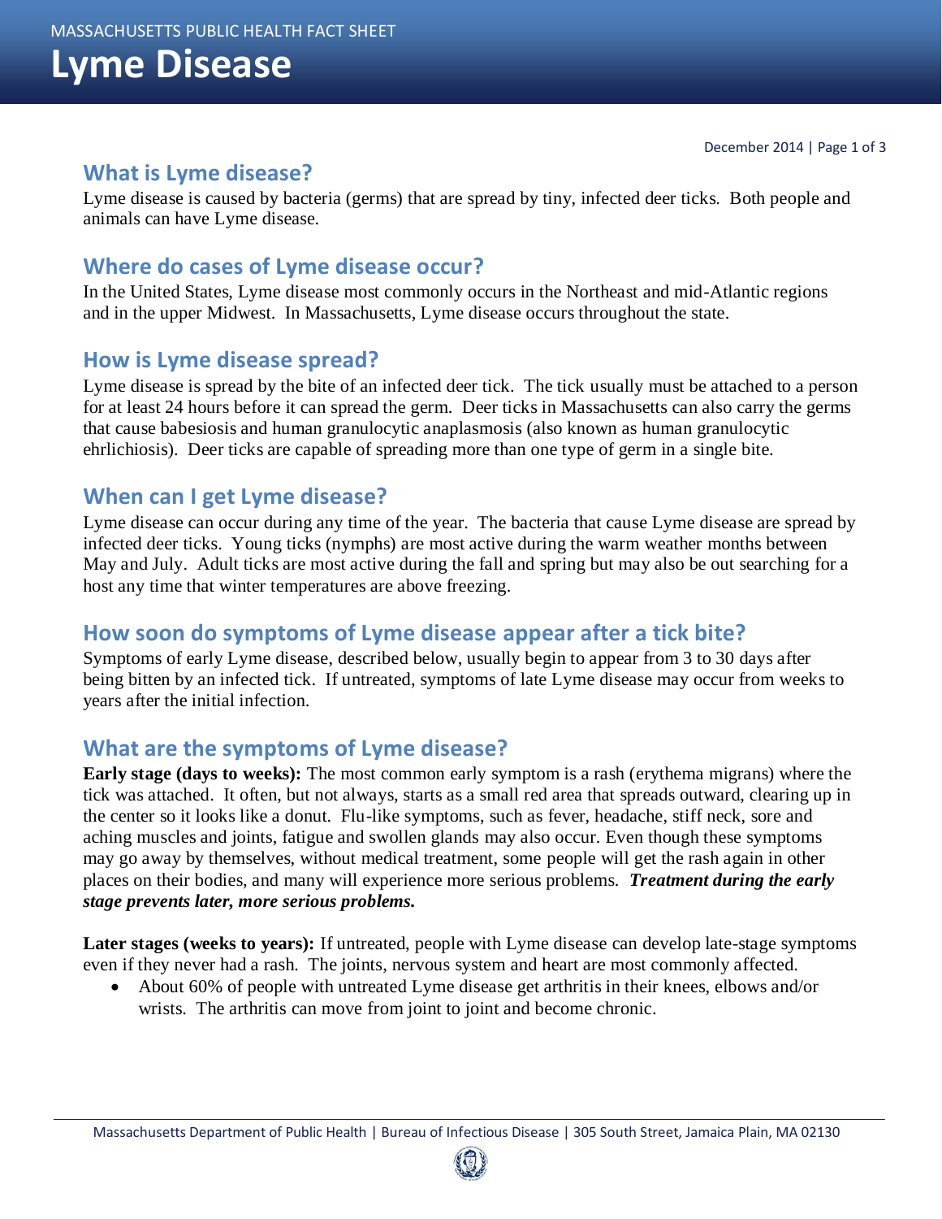MASSACHUSETTS PUBLIC HEALTH FACT SHEET

# Lyme Disease

December 2014

## What is Lyme disease?

Lyme disease is caused by bacteria (germs) that are spread by tiny, infected deer ticks. Both people and animals can have Lyme disease.

## Where do cases of Lyme disease occur?

In the United States, Lyme disease most commonly occurs in the Northeast and mid-Atlantic regions and in the upper Midwest. In Massachusetts, Lyme disease occurs throughout the state.

## How is Lyme disease spread?

Lyme disease is spread by the bite of an infected deer tick. The tick usually must be attached to a person for at least 24 hours before it can spread the germ. Deer ticks in Massachusetts can also carry the germs that cause babesiosis and human granulocytic anaplasmosis (also known as human granulocytic ehrlichiosis). Deer ticks are capable of spreading more than one type of germ in a single bite.

## When can I get Lyme disease?

Lyme disease can occur during any time of the year. The bacteria that cause Lyme disease are spread by infected deer ticks. Young ticks (nymphs) are most active during the warm weather months between May and July. Adult ticks are most active during the fall and spring but may also be out searching for a host any time that winter temperatures are above freezing.

## How soon do symptoms of Lyme disease appear after a tick bite?

Symptoms of early Lyme disease, described below, usually begin to appear from 3 to 30 days after being bitten by an infected tick. If untreated, symptoms of late Lyme disease may occur from weeks to years after the initial infection.

## What are the symptoms of Lyme disease?

**Early stage (days to weeks):** The most common early symptom is a rash (erythema migrans) where the tick was attached. It often, but not always, starts as a small red area that spreads outward, clearing up in the center so it looks like a donut. Flu-like symptoms, such as fever, headache, stiff neck, sore and aching muscles and joints, fatigue and swollen glands may also occur. Even though these symptoms may go away by themselves, without medical treatment, some people will get the rash again in other places on their bodies, and many will experience more serious problems. ***Treatment during the early stage prevents later, more serious problems.***

**Later stages (weeks to years):** If untreated, people with Lyme disease can develop late-stage symptoms even if they never had a rash. The joints, nervous system and heart are most commonly affected.

- About 60% of people with untreated Lyme disease get arthritis in their knees, elbows and/or wrists. The arthritis can move from joint to joint and become chronic.

Massachusetts Department of Public Health | Bureau of Infectious Disease | 305 South Street, Jamaica Plain, MA 02130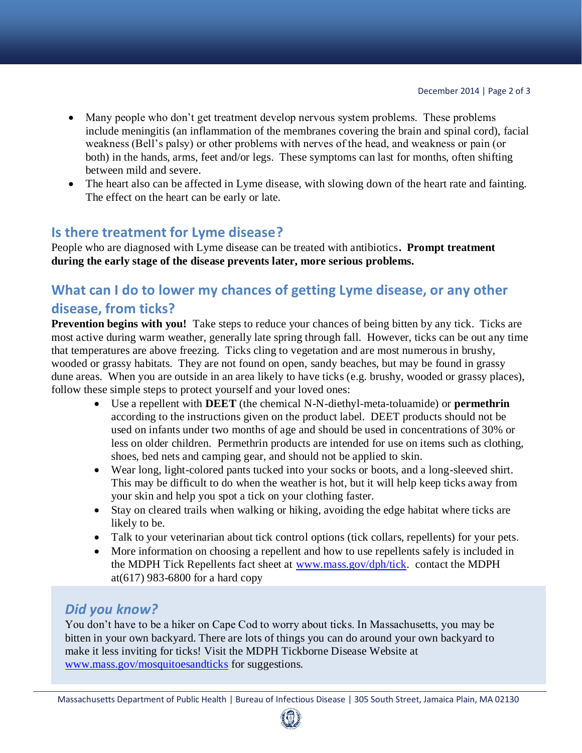- Many people who don't get treatment develop nervous system problems. These problems include meningitis (an inflammation of the membranes covering the brain and spinal cord), facial weakness (Bell's palsy) or other problems with nerves of the head, and weakness or pain (or both) in the hands, arms, feet and/or legs. These symptoms can last for months, often shifting between mild and severe.
- The heart also can be affected in Lyme disease, with slowing down of the heart rate and fainting. The effect on the heart can be early or late.

## Is there treatment for Lyme disease?

People who are diagnosed with Lyme disease can be treated with antibiotics. **Prompt treatment during the early stage of the disease prevents later, more serious problems.**

## What can I do to lower my chances of getting Lyme disease, or any other disease, from ticks?

**Prevention begins with you!** Take steps to reduce your chances of being bitten by any tick. Ticks are most active during warm weather, generally late spring through fall. However, ticks can be out any time that temperatures are above freezing. Ticks cling to vegetation and are most numerous in brushy, wooded or grassy habitats. They are not found on open, sandy beaches, but may be found in grassy dune areas. When you are outside in an area likely to have ticks (e.g. brushy, wooded or grassy places), follow these simple steps to protect yourself and your loved ones:

- Use a repellent with **DEET** (the chemical N-N-diethyl-meta-toluamide) or **permethrin** according to the instructions given on the product label. DEET products should not be used on infants under two months of age and should be used in concentrations of 30% or less on older children. Permethrin products are intended for use on items such as clothing, shoes, bed nets and camping gear, and should not be applied to skin.
- Wear long, light-colored pants tucked into your socks or boots, and a long-sleeved shirt. This may be difficult to do when the weather is hot, but it will help keep ticks away from your skin and help you spot a tick on your clothing faster.
- Stay on cleared trails when walking or hiking, avoiding the edge habitat where ticks are likely to be.
- Talk to your veterinarian about tick control options (tick collars, repellents) for your pets.
- More information on choosing a repellent and how to use repellents safely is included in the MDPH Tick Repellents fact sheet at [www.mass.gov/dph/tick](www.mass.gov/dph/tick). contact the MDPH at(617) 983-6800 for a hard copy

### *Did you know?*

You don't have to be a hiker on Cape Cod to worry about ticks. In Massachusetts, you may be bitten in your own backyard. There are lots of things you can do around your own backyard to make it less inviting for ticks! Visit the MDPH Tickborne Disease Website at [www.mass.gov/mosquitoesandticks](www.mass.gov/mosquitoesandticks) for suggestions.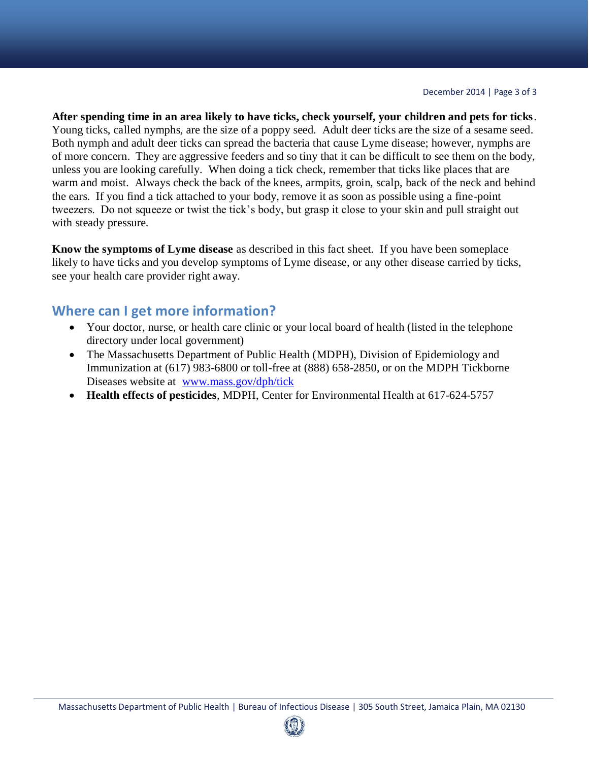**After spending time in an area likely to have ticks, check yourself, your children and pets for ticks**. Young ticks, called nymphs, are the size of a poppy seed. Adult deer ticks are the size of a sesame seed. Both nymph and adult deer ticks can spread the bacteria that cause Lyme disease; however, nymphs are of more concern. They are aggressive feeders and so tiny that it can be difficult to see them on the body, unless you are looking carefully. When doing a tick check, remember that ticks like places that are warm and moist. Always check the back of the knees, armpits, groin, scalp, back of the neck and behind the ears. If you find a tick attached to your body, remove it as soon as possible using a fine-point tweezers. Do not squeeze or twist the tick's body, but grasp it close to your skin and pull straight out with steady pressure.

**Know the symptoms of Lyme disease** as described in this fact sheet. If you have been someplace likely to have ticks and you develop symptoms of Lyme disease, or any other disease carried by ticks, see your health care provider right away.

## Where can I get more information?

- Your doctor, nurse, or health care clinic or your local board of health (listed in the telephone directory under local government)
- The Massachusetts Department of Public Health (MDPH), Division of Epidemiology and Immunization at (617) 983-6800 or toll-free at (888) 658-2850, or on the MDPH Tickborne Diseases website at [www.mass.gov/dph/tick](http://www.mass.gov/dph/tick)
- **Health effects of pesticides**, MDPH, Center for Environmental Health at 617-624-5757